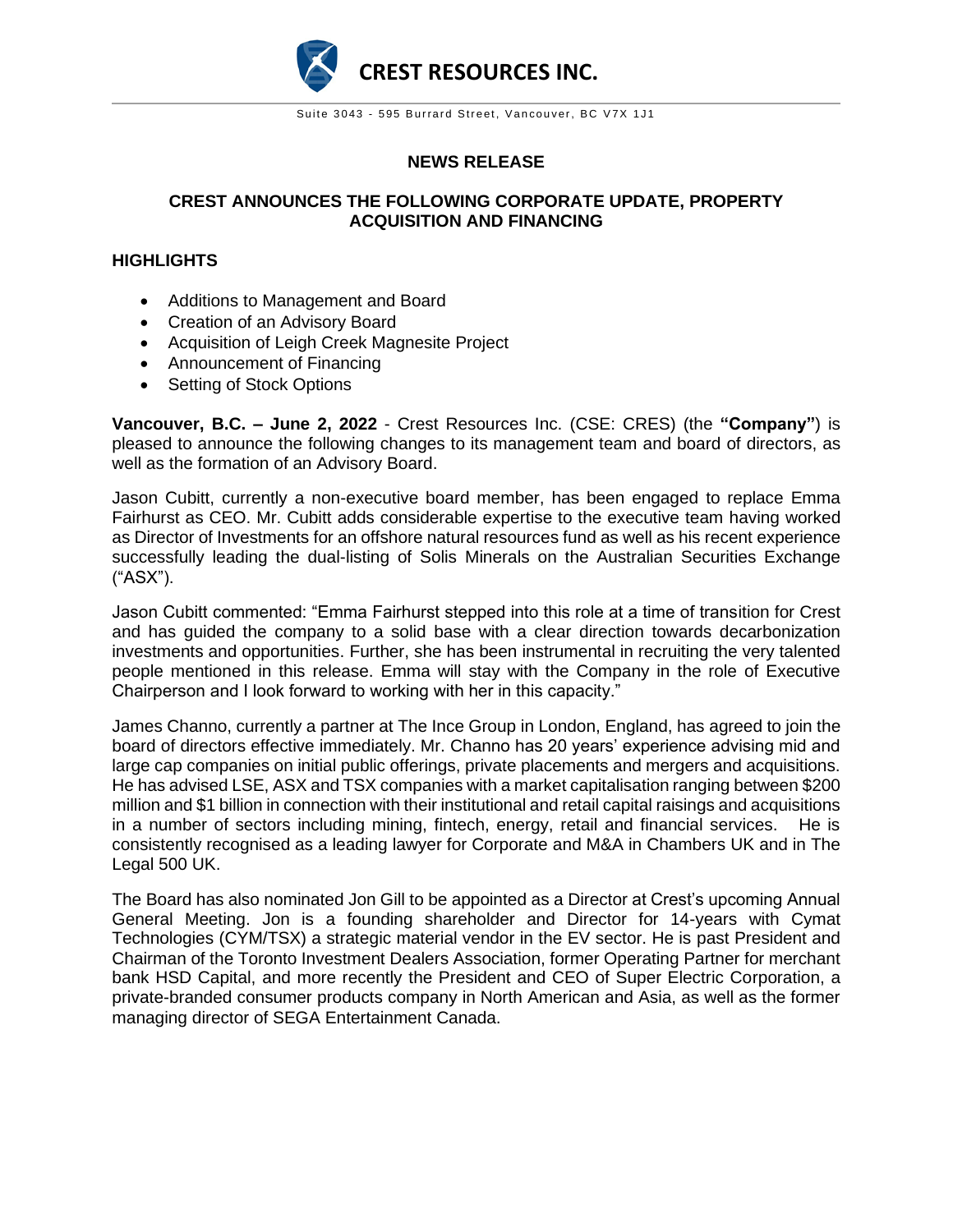# CREST RESOURCES INC.

Suite 3043 - 595 Burrard Street, Vancouver, BC V7X 1J1

## NEWS RELEASE

## CREST ANNOUNCES THE FOLLOWING CORPORATE UPDATE, PROPERTY ACQUISITION AND FINANCING

### HIGHLIGHTS

- Additions to Management and Board
- Creation of an Advisory Board
- Acquisition of Leigh Creek Magnesite Project
- Announcement of Financing
- Setting of Stock Options

**Vancouver, B.C. – June 2, 2022** - Crest Resources Inc. (CSE: CRES) (the **"Company"**) is pleased to announce the following changes to its management team and board of directors, as well as the formation of an Advisory Board.

Jason Cubitt, currently a non-executive board member, has been engaged to replace Emma Fairhurst as CEO. Mr. Cubitt adds considerable expertise to the executive team having worked as Director of Investments for an offshore natural resources fund as well as his recent experience successfully leading the dual-listing of Solis Minerals on the Australian Securities Exchange ("ASX").

Jason Cubitt commented: "Emma Fairhurst stepped into this role at a time of transition for Crest and has guided the company to a solid base with a clear direction towards decarbonization investments and opportunities. Further, she has been instrumental in recruiting the very talented people mentioned in this release. Emma will stay with the Company in the role of Executive Chairperson and I look forward to working with her in this capacity."

James Channo, currently a partner at The Ince Group in London, England, has agreed to join the board of directors effective immediately. Mr. Channo has 20 years' experience advising mid and large cap companies on initial public offerings, private placements and mergers and acquisitions. He has advised LSE, ASX and TSX companies with a market capitalisation ranging between $200 million and $1 billion in connection with their institutional and retail capital raisings and acquisitions in a number of sectors including mining, fintech, energy, retail and financial services. He is consistently recognised as a leading lawyer for Corporate and M&A in Chambers UK and in The Legal 500 UK.

The Board has also nominated Jon Gill to be appointed as a Director at Crest's upcoming Annual General Meeting. Jon is a founding shareholder and Director for 14-years with Cymat Technologies (CYM/TSX) a strategic material vendor in the EV sector. He is past President and Chairman of the Toronto Investment Dealers Association, former Operating Partner for merchant bank HSD Capital, and more recently the President and CEO of Super Electric Corporation, a private-branded consumer products company in North American and Asia, as well as the former managing director of SEGA Entertainment Canada.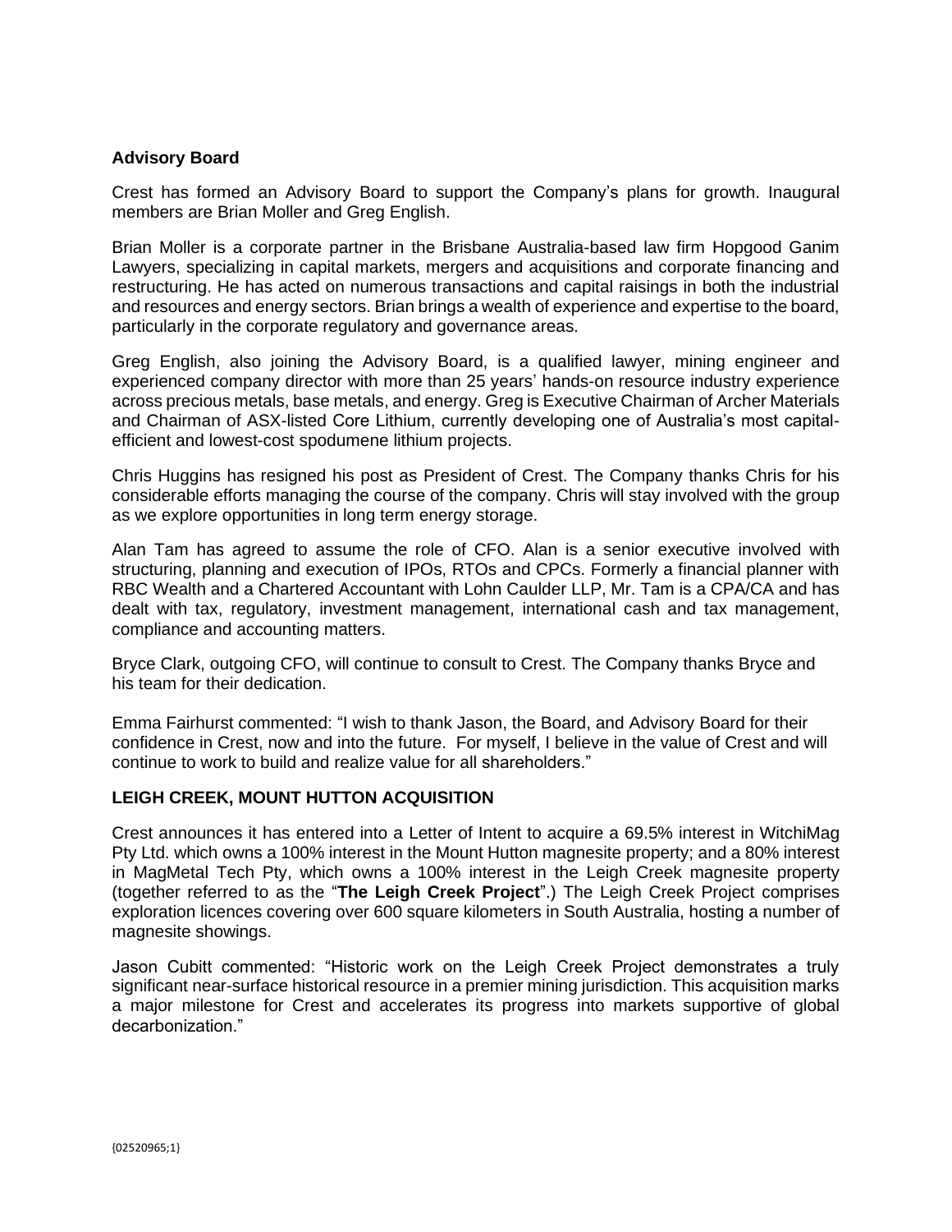**Advisory Board**

Crest has formed an Advisory Board to support the Company's plans for growth. Inaugural members are Brian Moller and Greg English.

Brian Moller is a corporate partner in the Brisbane Australia-based law firm Hopgood Ganim Lawyers, specializing in capital markets, mergers and acquisitions and corporate financing and restructuring. He has acted on numerous transactions and capital raisings in both the industrial and resources and energy sectors. Brian brings a wealth of experience and expertise to the board, particularly in the corporate regulatory and governance areas.

Greg English, also joining the Advisory Board, is a qualified lawyer, mining engineer and experienced company director with more than 25 years' hands-on resource industry experience across precious metals, base metals, and energy. Greg is Executive Chairman of Archer Materials and Chairman of ASX-listed Core Lithium, currently developing one of Australia's most capital-efficient and lowest-cost spodumene lithium projects.

Chris Huggins has resigned his post as President of Crest. The Company thanks Chris for his considerable efforts managing the course of the company. Chris will stay involved with the group as we explore opportunities in long term energy storage.

Alan Tam has agreed to assume the role of CFO. Alan is a senior executive involved with structuring, planning and execution of IPOs, RTOs and CPCs. Formerly a financial planner with RBC Wealth and a Chartered Accountant with Lohn Caulder LLP, Mr. Tam is a CPA/CA and has dealt with tax, regulatory, investment management, international cash and tax management, compliance and accounting matters.

Bryce Clark, outgoing CFO, will continue to consult to Crest. The Company thanks Bryce and his team for their dedication.

Emma Fairhurst commented: "I wish to thank Jason, the Board, and Advisory Board for their confidence in Crest, now and into the future. For myself, I believe in the value of Crest and will continue to work to build and realize value for all shareholders."

**LEIGH CREEK, MOUNT HUTTON ACQUISITION**

Crest announces it has entered into a Letter of Intent to acquire a 69.5% interest in WitchiMag Pty Ltd. which owns a 100% interest in the Mount Hutton magnesite property; and a 80% interest in MagMetal Tech Pty, which owns a 100% interest in the Leigh Creek magnesite property (together referred to as the "**The Leigh Creek Project**".) The Leigh Creek Project comprises exploration licences covering over 600 square kilometers in South Australia, hosting a number of magnesite showings.

Jason Cubitt commented: "Historic work on the Leigh Creek Project demonstrates a truly significant near-surface historical resource in a premier mining jurisdiction. This acquisition marks a major milestone for Crest and accelerates its progress into markets supportive of global decarbonization."

{02520965;1}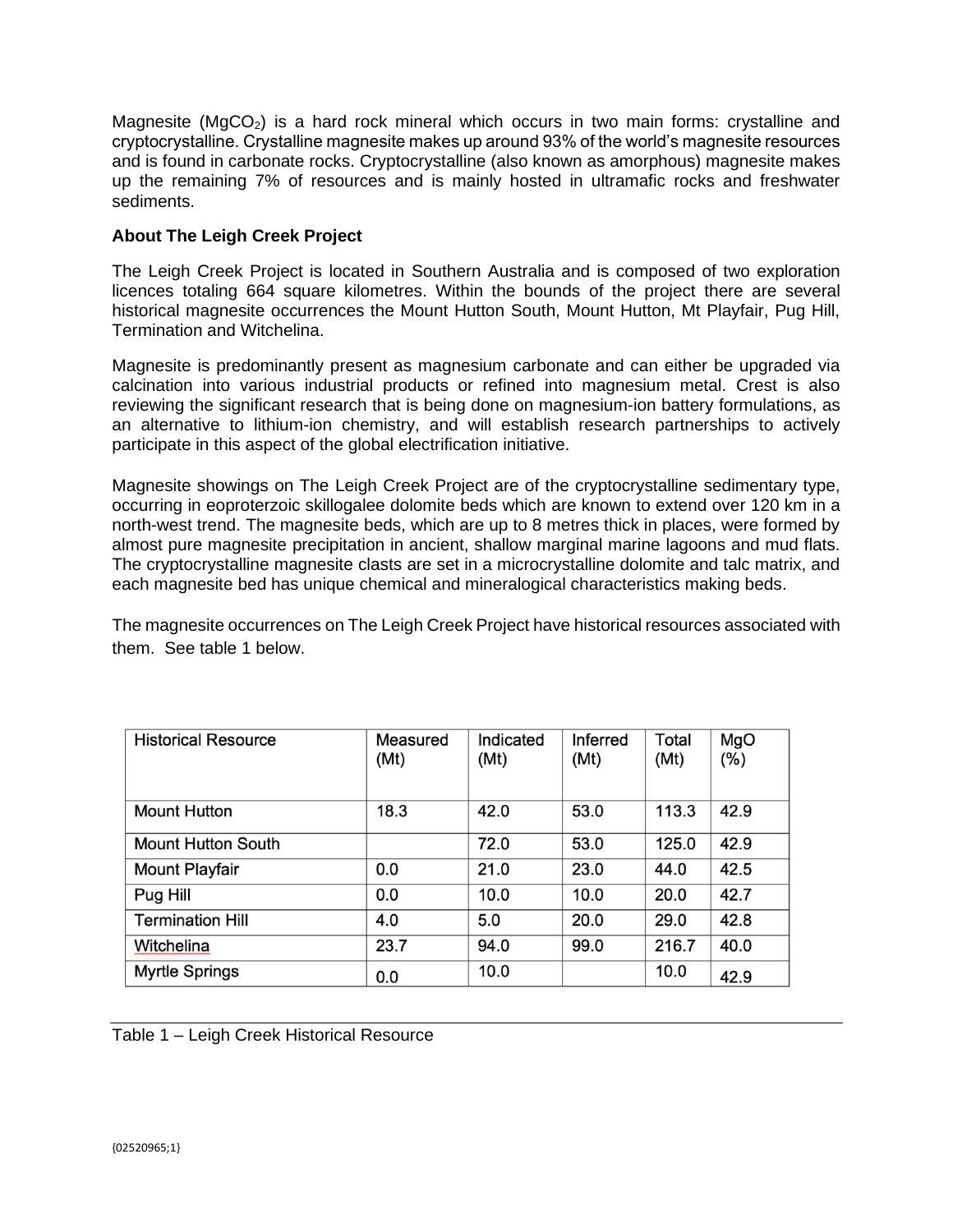Magnesite ($MgCO_2$) is a hard rock mineral which occurs in two main forms: crystalline and cryptocrystalline. Crystalline magnesite makes up around 93% of the world's magnesite resources and is found in carbonate rocks. Cryptocrystalline (also known as amorphous) magnesite makes up the remaining 7% of resources and is mainly hosted in ultramafic rocks and freshwater sediments.

**About The Leigh Creek Project**

The Leigh Creek Project is located in Southern Australia and is composed of two exploration licences totaling 664 square kilometres. Within the bounds of the project there are several historical magnesite occurrences the Mount Hutton South, Mount Hutton, Mt Playfair, Pug Hill, Termination and Witchelina.

Magnesite is predominantly present as magnesium carbonate and can either be upgraded via calcination into various industrial products or refined into magnesium metal. Crest is also reviewing the significant research that is being done on magnesium-ion battery formulations, as an alternative to lithium-ion chemistry, and will establish research partnerships to actively participate in this aspect of the global electrification initiative.

Magnesite showings on The Leigh Creek Project are of the cryptocrystalline sedimentary type, occurring in eoproterzoic skillogalee dolomite beds which are known to extend over 120 km in a north-west trend. The magnesite beds, which are up to 8 metres thick in places, were formed by almost pure magnesite precipitation in ancient, shallow marginal marine lagoons and mud flats. The cryptocrystalline magnesite clasts are set in a microcrystalline dolomite and talc matrix, and each magnesite bed has unique chemical and mineralogical characteristics making beds.

The magnesite occurrences on The Leigh Creek Project have historical resources associated with them. See table 1 below.

| Historical Resource | Measured (Mt) | Indicated (Mt) | Inferred (Mt) | Total (Mt) | MgO (%) |
|---|---|---|---|---|---|
| Mount Hutton | 18.3 | 42.0 | 53.0 | 113.3 | 42.9 |
| Mount Hutton South | | 72.0 | 53.0 | 125.0 | 42.9 |
| Mount Playfair | 0.0 | 21.0 | 23.0 | 44.0 | 42.5 |
| Pug Hill | 0.0 | 10.0 | 10.0 | 20.0 | 42.7 |
| Termination Hill | 4.0 | 5.0 | 20.0 | 29.0 | 42.8 |
| Witchelina | 23.7 | 94.0 | 99.0 | 216.7 | 40.0 |
| Myrtle Springs | 0.0 | 10.0 | | 10.0 | 42.9 |

Table 1 – Leigh Creek Historical Resource

{02520965;1}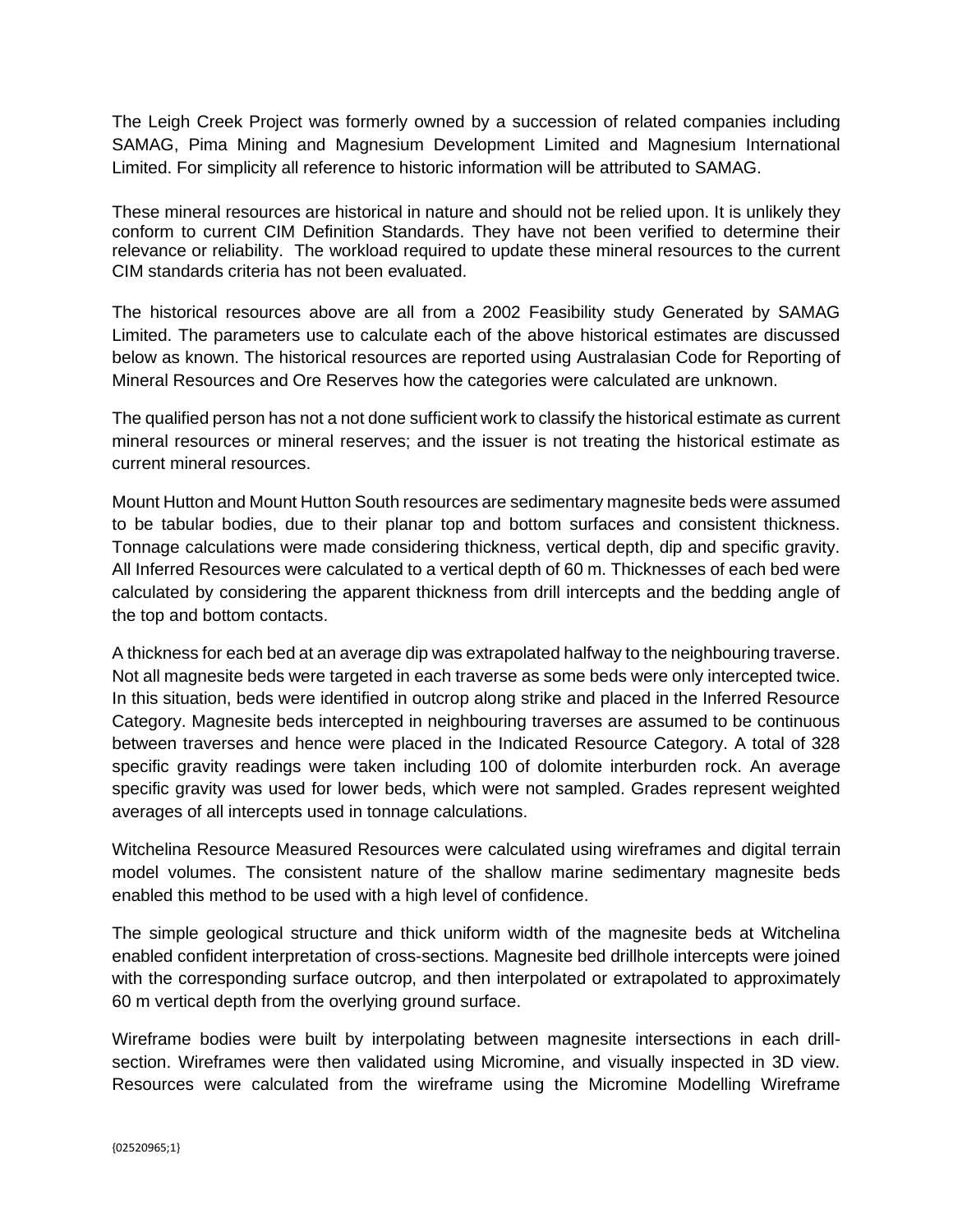The Leigh Creek Project was formerly owned by a succession of related companies including SAMAG, Pima Mining and Magnesium Development Limited and Magnesium International Limited. For simplicity all reference to historic information will be attributed to SAMAG.

These mineral resources are historical in nature and should not be relied upon. It is unlikely they conform to current CIM Definition Standards. They have not been verified to determine their relevance or reliability. The workload required to update these mineral resources to the current CIM standards criteria has not been evaluated.

The historical resources above are all from a 2002 Feasibility study Generated by SAMAG Limited. The parameters use to calculate each of the above historical estimates are discussed below as known. The historical resources are reported using Australasian Code for Reporting of Mineral Resources and Ore Reserves how the categories were calculated are unknown.

The qualified person has not a not done sufficient work to classify the historical estimate as current mineral resources or mineral reserves; and the issuer is not treating the historical estimate as current mineral resources.

Mount Hutton and Mount Hutton South resources are sedimentary magnesite beds were assumed to be tabular bodies, due to their planar top and bottom surfaces and consistent thickness. Tonnage calculations were made considering thickness, vertical depth, dip and specific gravity. All Inferred Resources were calculated to a vertical depth of 60 m. Thicknesses of each bed were calculated by considering the apparent thickness from drill intercepts and the bedding angle of the top and bottom contacts.

A thickness for each bed at an average dip was extrapolated halfway to the neighbouring traverse. Not all magnesite beds were targeted in each traverse as some beds were only intercepted twice. In this situation, beds were identified in outcrop along strike and placed in the Inferred Resource Category. Magnesite beds intercepted in neighbouring traverses are assumed to be continuous between traverses and hence were placed in the Indicated Resource Category. A total of 328 specific gravity readings were taken including 100 of dolomite interburden rock. An average specific gravity was used for lower beds, which were not sampled. Grades represent weighted averages of all intercepts used in tonnage calculations.

Witchelina Resource Measured Resources were calculated using wireframes and digital terrain model volumes. The consistent nature of the shallow marine sedimentary magnesite beds enabled this method to be used with a high level of confidence.

The simple geological structure and thick uniform width of the magnesite beds at Witchelina enabled confident interpretation of cross-sections. Magnesite bed drillhole intercepts were joined with the corresponding surface outcrop, and then interpolated or extrapolated to approximately 60 m vertical depth from the overlying ground surface.

Wireframe bodies were built by interpolating between magnesite intersections in each drill-section. Wireframes were then validated using Micromine, and visually inspected in 3D view. Resources were calculated from the wireframe using the Micromine Modelling Wireframe

{02520965;1}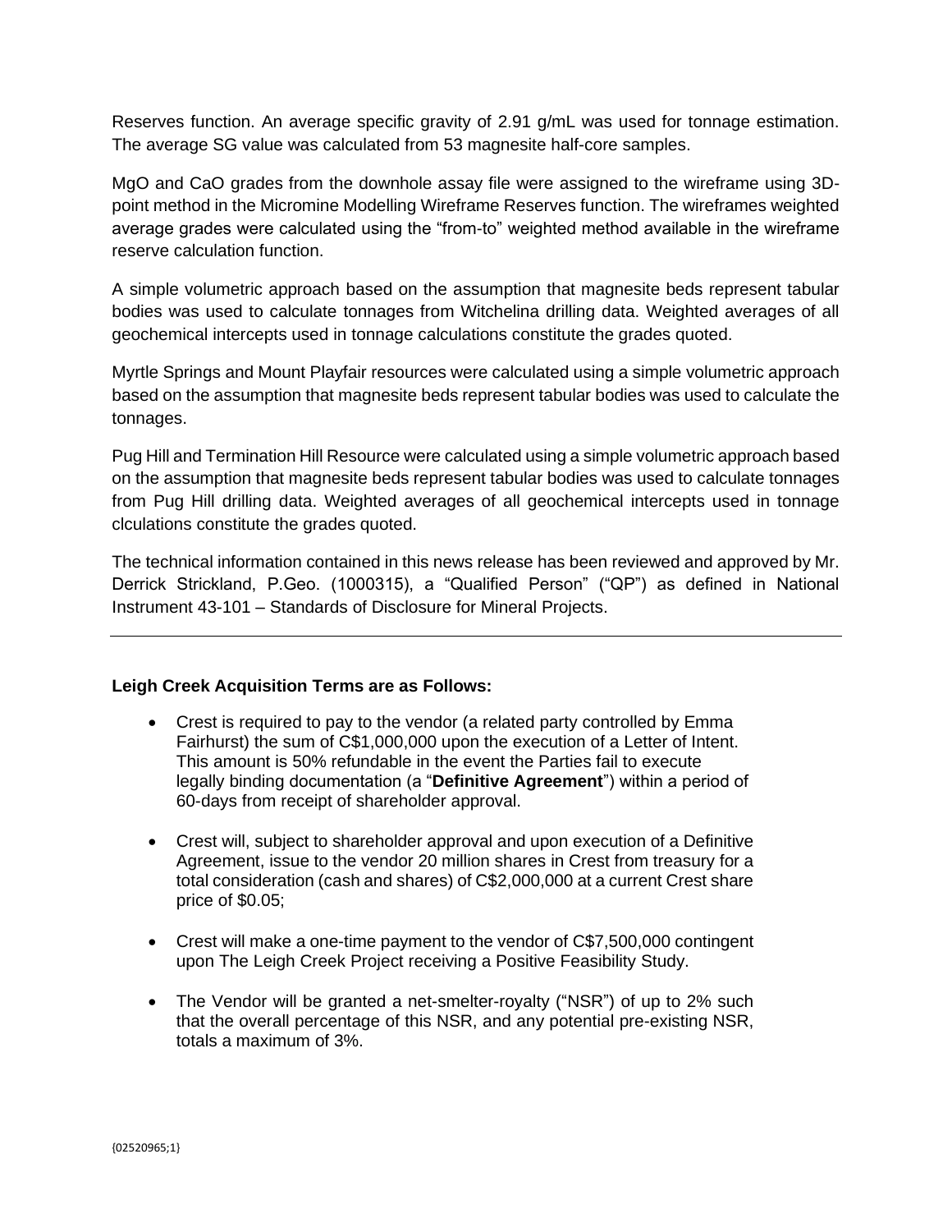Reserves function. An average specific gravity of 2.91 g/mL was used for tonnage estimation. The average SG value was calculated from 53 magnesite half-core samples.

MgO and CaO grades from the downhole assay file were assigned to the wireframe using 3D-point method in the Micromine Modelling Wireframe Reserves function. The wireframes weighted average grades were calculated using the "from-to" weighted method available in the wireframe reserve calculation function.

A simple volumetric approach based on the assumption that magnesite beds represent tabular bodies was used to calculate tonnages from Witchelina drilling data. Weighted averages of all geochemical intercepts used in tonnage calculations constitute the grades quoted.

Myrtle Springs and Mount Playfair resources were calculated using a simple volumetric approach based on the assumption that magnesite beds represent tabular bodies was used to calculate the tonnages.

Pug Hill and Termination Hill Resource were calculated using a simple volumetric approach based on the assumption that magnesite beds represent tabular bodies was used to calculate tonnages from Pug Hill drilling data. Weighted averages of all geochemical intercepts used in tonnage clculations constitute the grades quoted.

The technical information contained in this news release has been reviewed and approved by Mr. Derrick Strickland, P.Geo. (1000315), a "Qualified Person" ("QP") as defined in National Instrument 43-101 – Standards of Disclosure for Mineral Projects.

---

**Leigh Creek Acquisition Terms are as Follows:**

- Crest is required to pay to the vendor (a related party controlled by Emma Fairhurst) the sum of C$1,000,000 upon the execution of a Letter of Intent. This amount is 50% refundable in the event the Parties fail to execute legally binding documentation (a "**Definitive Agreement**") within a period of 60-days from receipt of shareholder approval.

- Crest will, subject to shareholder approval and upon execution of a Definitive Agreement, issue to the vendor 20 million shares in Crest from treasury for a total consideration (cash and shares) of C$2,000,000 at a current Crest share price of $0.05;

- Crest will make a one-time payment to the vendor of C$7,500,000 contingent upon The Leigh Creek Project receiving a Positive Feasibility Study.

- The Vendor will be granted a net-smelter-royalty ("NSR") of up to 2% such that the overall percentage of this NSR, and any potential pre-existing NSR, totals a maximum of 3%.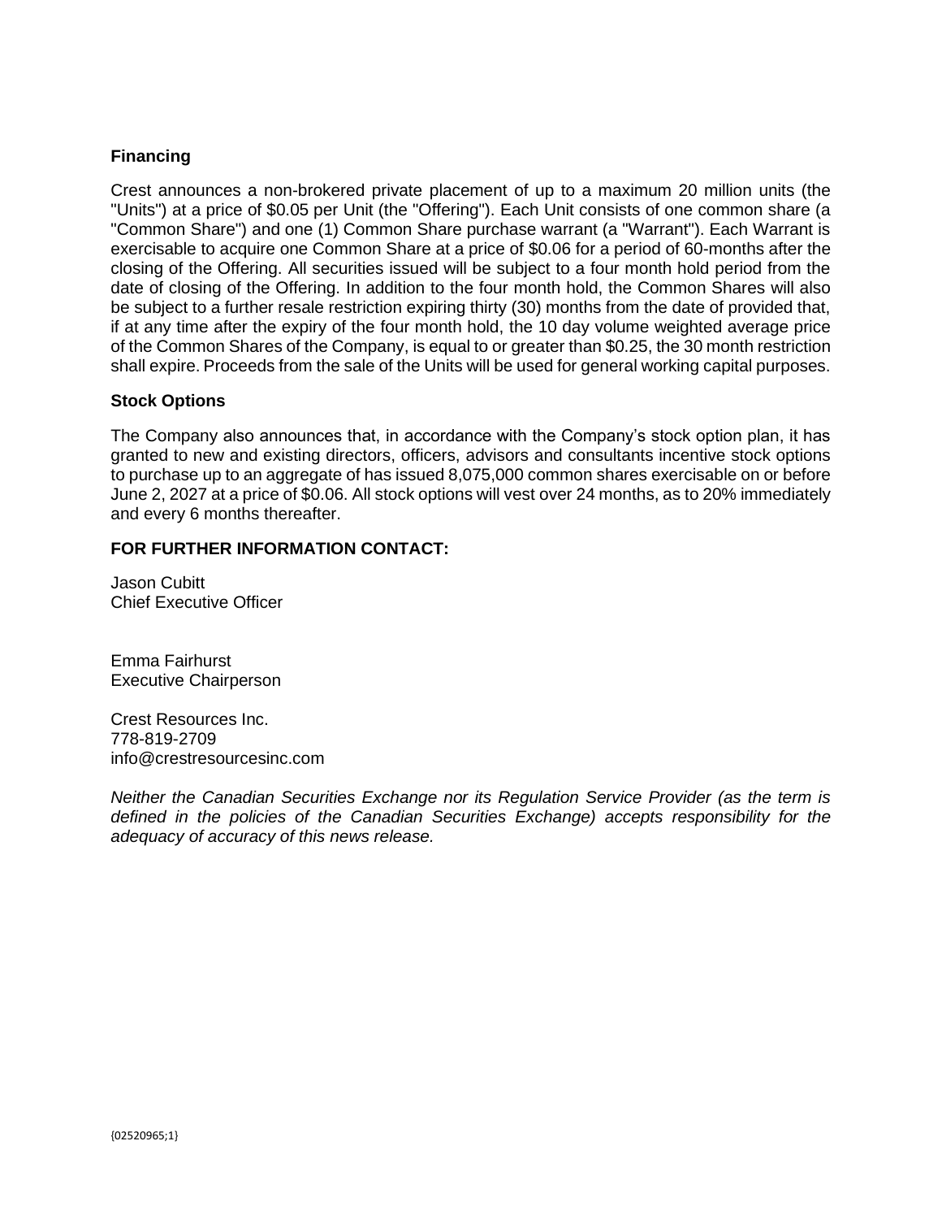**Financing**

Crest announces a non-brokered private placement of up to a maximum 20 million units (the "Units") at a price of $0.05 per Unit (the "Offering"). Each Unit consists of one common share (a "Common Share") and one (1) Common Share purchase warrant (a "Warrant"). Each Warrant is exercisable to acquire one Common Share at a price of $0.06 for a period of 60-months after the closing of the Offering. All securities issued will be subject to a four month hold period from the date of closing of the Offering. In addition to the four month hold, the Common Shares will also be subject to a further resale restriction expiring thirty (30) months from the date of provided that, if at any time after the expiry of the four month hold, the 10 day volume weighted average price of the Common Shares of the Company, is equal to or greater than $0.25, the 30 month restriction shall expire. Proceeds from the sale of the Units will be used for general working capital purposes.

**Stock Options**

The Company also announces that, in accordance with the Company's stock option plan, it has granted to new and existing directors, officers, advisors and consultants incentive stock options to purchase up to an aggregate of has issued 8,075,000 common shares exercisable on or before June 2, 2027 at a price of $0.06. All stock options will vest over 24 months, as to 20% immediately and every 6 months thereafter.

**FOR FURTHER INFORMATION CONTACT:**

Jason Cubitt
Chief Executive Officer

Emma Fairhurst
Executive Chairperson

Crest Resources Inc.
778-819-2709
info@crestresourcesinc.com

*Neither the Canadian Securities Exchange nor its Regulation Service Provider (as the term is defined in the policies of the Canadian Securities Exchange) accepts responsibility for the adequacy of accuracy of this news release.*

{02520965;1}